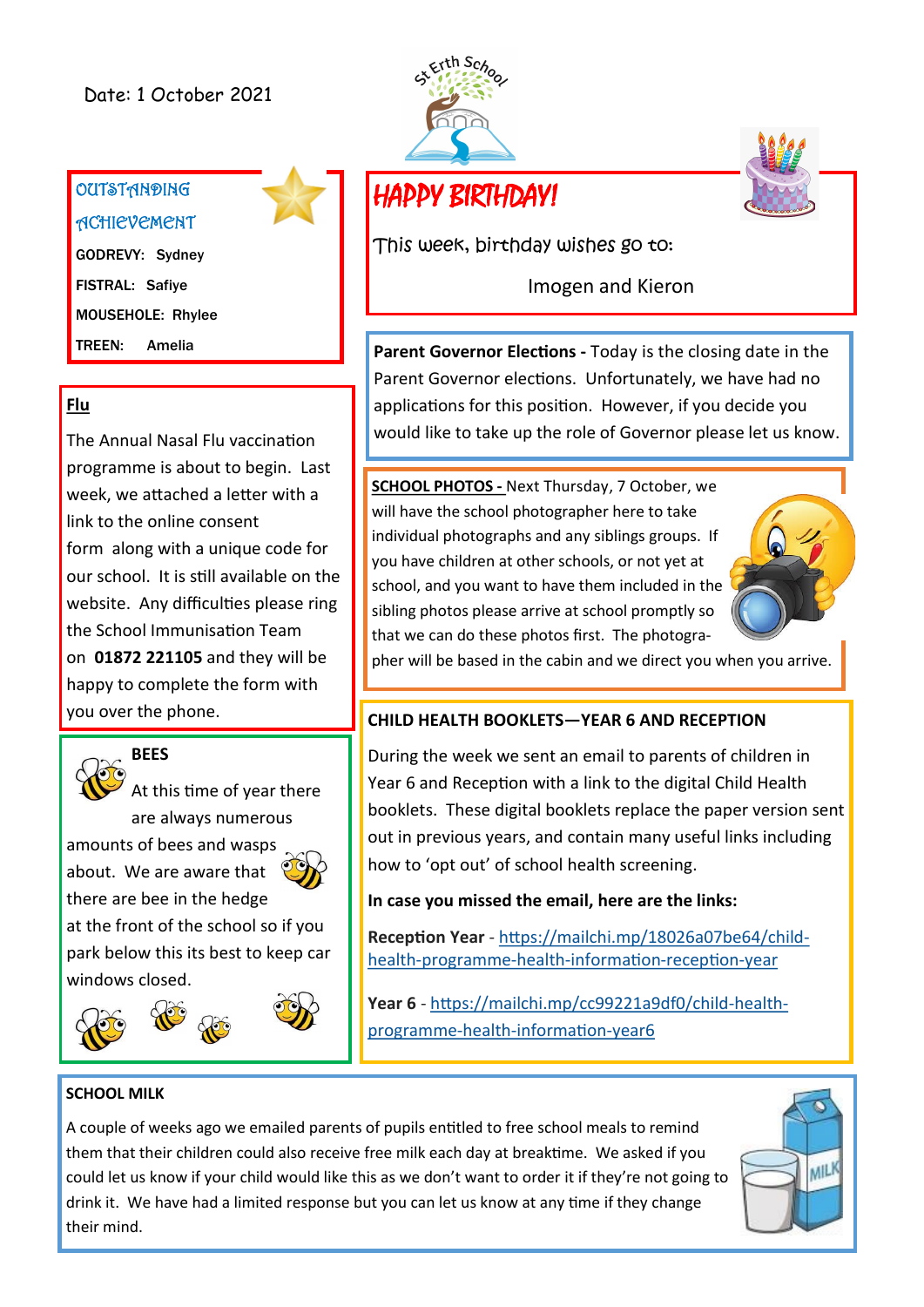Date: 1 October 2021

St Erth School

## OUTSTANDING ACHIEVEMENT

GODREVY: Sydney

FISTRAL: Safiye

MOUSEHOLE: Rhylee

TREEN: Amelia

## HAPPY BIRTHDAY!

This week, birthday wishes go to:

Imogen and Kieron

**Parent Governor Elections -** Today is the closing date in the Parent Governor elections. Unfortunately, we have had no applications for this position. However, if you decide you would like to take up the role of Governor please let us know.

## Flu

The Annual Nasal Flu vaccination programme is about to begin. Last week, we attached a letter with a link to the online consent form along with a unique code for our school. It is still available on the website. Any difficulties please ring the School Immunisation Team on **01872 221105** and they will be happy to complete the form with you over the phone.

**SCHOOL PHOTOS -** Next Thursday, 7 October, we will have the school photographer here to take individual photographs and any siblings groups. If you have children at other schools, or not yet at school, and you want to have them included in the sibling photos please arrive at school promptly so that we can do these photos first. The photographer will be based in the cabin and we direct you when you arrive.

## BEES

At this time of year there are always numerous amounts of bees and wasps about. We are aware that there are bee in the hedge at the front of the school so if you park below this its best to keep car windows closed.

## CHILD HEALTH BOOKLETS—YEAR 6 AND RECEPTION

During the week we sent an email to parents of children in Year 6 and Reception with a link to the digital Child Health booklets. These digital booklets replace the paper version sent out in previous years, and contain many useful links including how to 'opt out' of school health screening.

**In case you missed the email, here are the links:**

**Reception Year** - https://mailchi.mp/18026a07be64/child-health-programme-health-information-reception-year

**Year 6** - https://mailchi.mp/cc99221a9df0/child-health-programme-health-information-year6

## SCHOOL MILK

A couple of weeks ago we emailed parents of pupils entitled to free school meals to remind them that their children could also receive free milk each day at breaktime. We asked if you could let us know if your child would like this as we don't want to order it if they're not going to drink it. We have had a limited response but you can let us know at any time if they change their mind.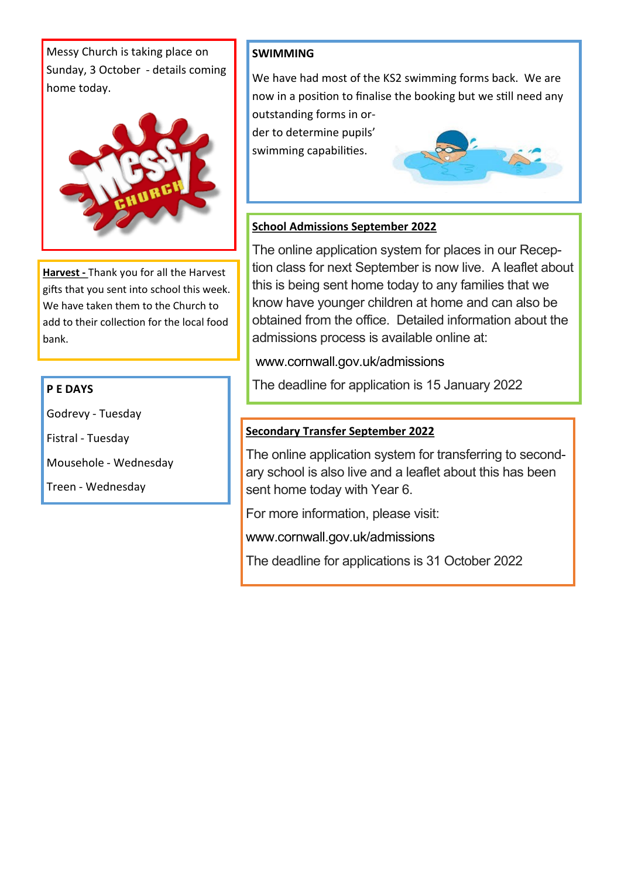Messy Church is taking place on Sunday, 3 October - details coming home today.

**Harvest -** Thank you for all the Harvest gifts that you sent into school this week. We have taken them to the Church to add to their collection for the local food bank.

**P E DAYS**

Godrevy - Tuesday

Fistral - Tuesday

Mousehole - Wednesday

Treen - Wednesday

**SWIMMING**

We have had most of the KS2 swimming forms back. We are now in a position to finalise the booking but we still need any outstanding forms in order to determine pupils' swimming capabilities.

**School Admissions September 2022**

The online application system for places in our Reception class for next September is now live. A leaflet about this is being sent home today to any families that we know have younger children at home and can also be obtained from the office. Detailed information about the admissions process is available online at:

www.cornwall.gov.uk/admissions

The deadline for application is 15 January 2022

**Secondary Transfer September 2022**

The online application system for transferring to secondary school is also live and a leaflet about this has been sent home today with Year 6.

For more information, please visit:

www.cornwall.gov.uk/admissions

The deadline for applications is 31 October 2022